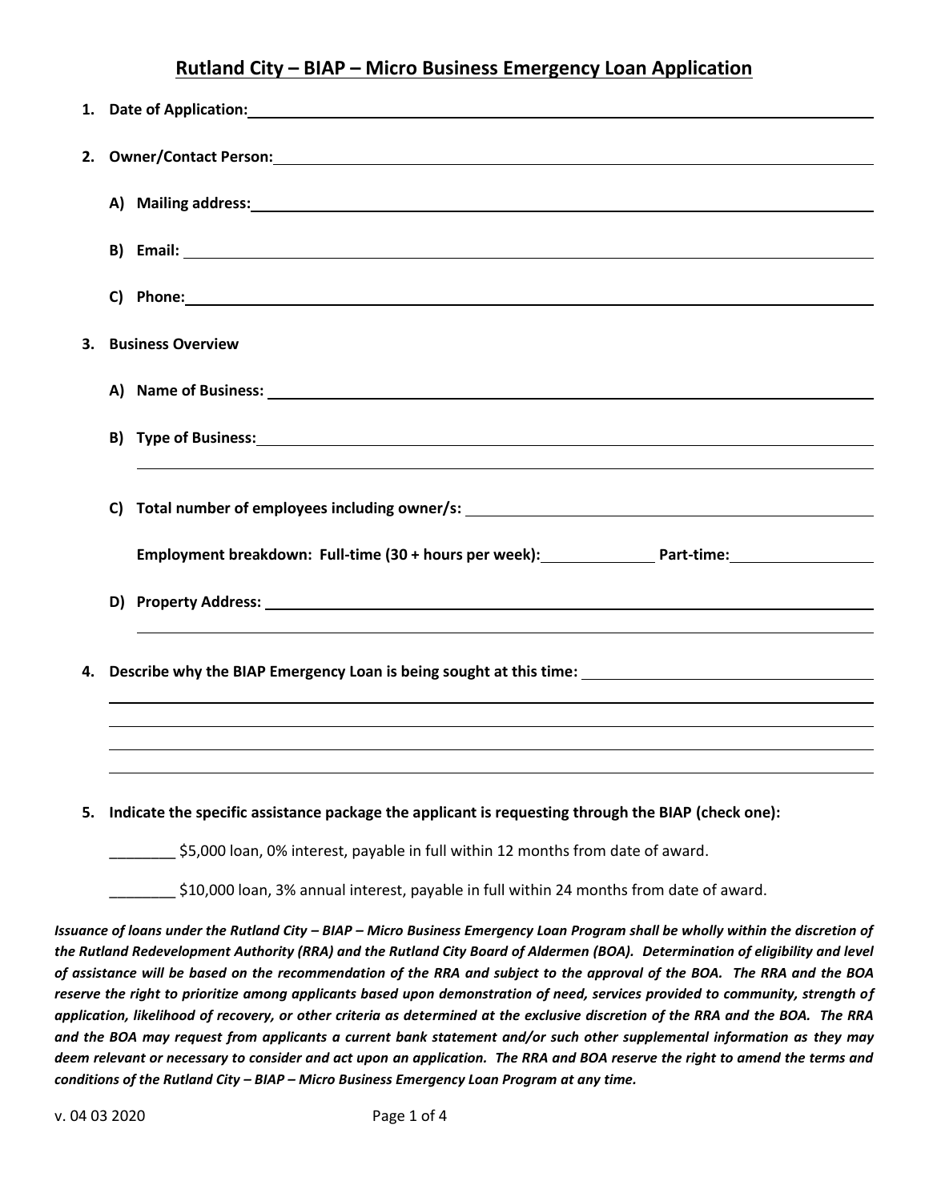# Rutland City – BIAP – Micro Business Emergency Loan Application

1. **Date of Application:** ______________________________

2. **Owner/Contact Person:** ______________________________

   A) **Mailing address:** ______________________________

   B) **Email:** ______________________________

   C) **Phone:** ______________________________

3. **Business Overview**

   A) **Name of Business:** ______________________________

   B) **Type of Business:** ______________________________

   ______________________________

   C) **Total number of employees including owner/s:** ______________________________

   **Employment breakdown: Full-time (30 + hours per week):** ____________ **Part-time:** ____________

   D) **Property Address:** ______________________________

   ______________________________

4. **Describe why the BIAP Emergency Loan is being sought at this time:** ______________________________

   ______________________________

   ______________________________

   ______________________________

   ______________________________

5. **Indicate the specific assistance package the applicant is requesting through the BIAP (check one):**

   ________ $5,000 loan, 0% interest, payable in full within 12 months from date of award.

   ________ $10,000 loan, 3% annual interest, payable in full within 24 months from date of award.

***Issuance of loans under the Rutland City – BIAP – Micro Business Emergency Loan Program shall be wholly within the discretion of the Rutland Redevelopment Authority (RRA) and the Rutland City Board of Aldermen (BOA). Determination of eligibility and level of assistance will be based on the recommendation of the RRA and subject to the approval of the BOA. The RRA and the BOA reserve the right to prioritize among applicants based upon demonstration of need, services provided to community, strength of application, likelihood of recovery, or other criteria as determined at the exclusive discretion of the RRA and the BOA. The RRA and the BOA may request from applicants a current bank statement and/or such other supplemental information as they may deem relevant or necessary to consider and act upon an application. The RRA and BOA reserve the right to amend the terms and conditions of the Rutland City – BIAP – Micro Business Emergency Loan Program at any time.***

v. 04 03 2020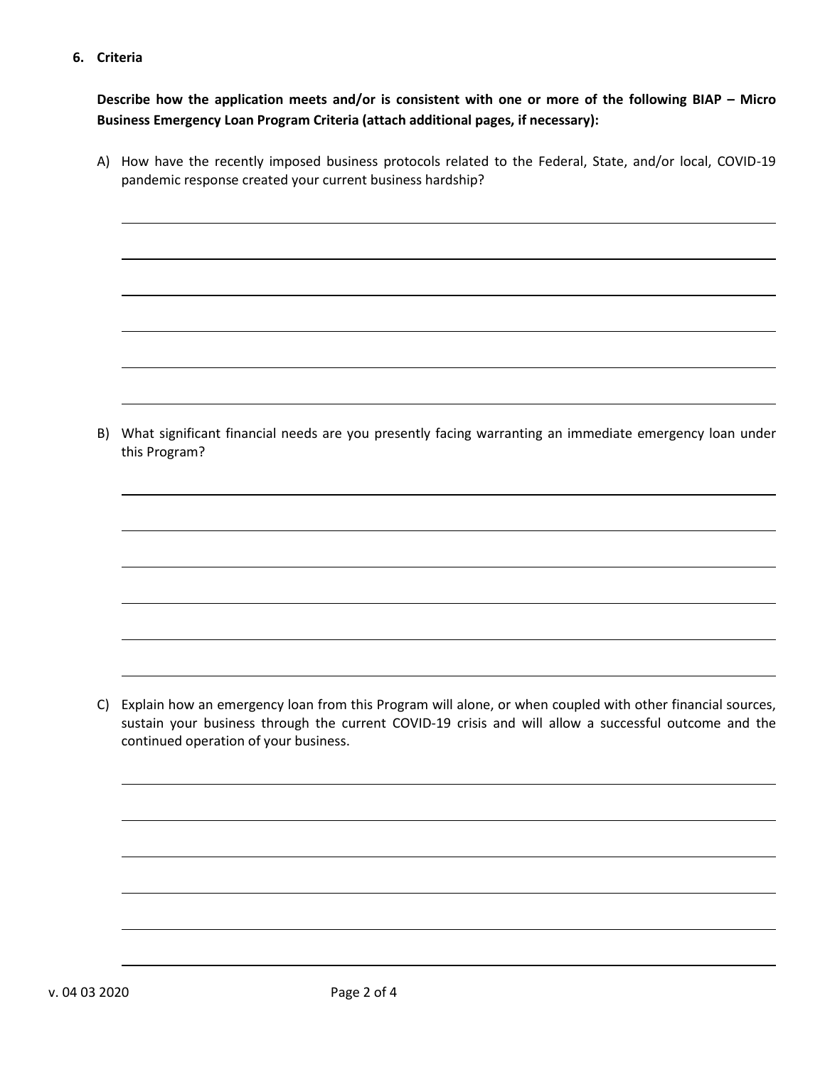**6. Criteria**

**Describe how the application meets and/or is consistent with one or more of the following BIAP – Micro Business Emergency Loan Program Criteria (attach additional pages, if necessary):**

A) How have the recently imposed business protocols related to the Federal, State, and/or local, COVID-19 pandemic response created your current business hardship?

B) What significant financial needs are you presently facing warranting an immediate emergency loan under this Program?

C) Explain how an emergency loan from this Program will alone, or when coupled with other financial sources, sustain your business through the current COVID-19 crisis and will allow a successful outcome and the continued operation of your business.

v. 04 03 2020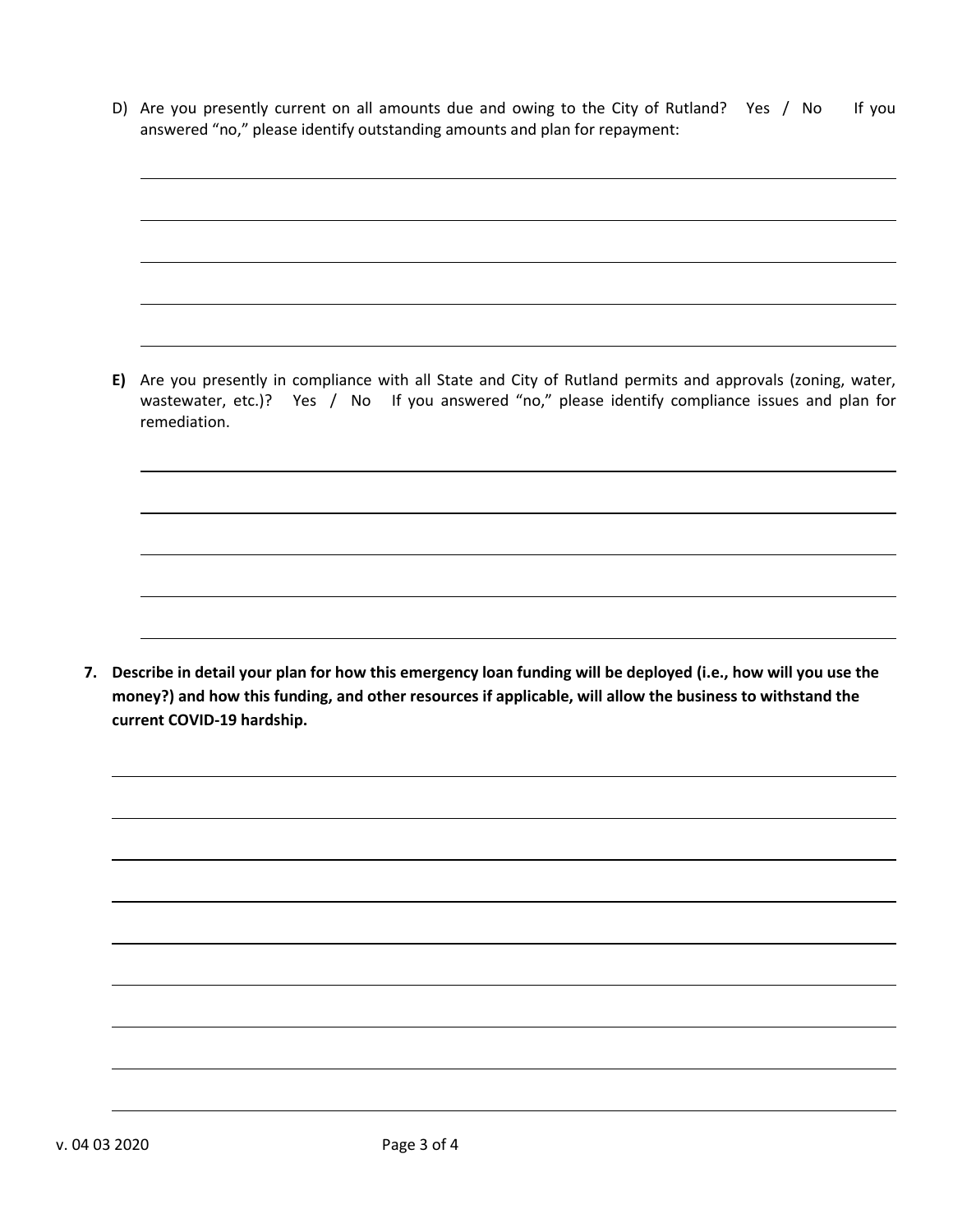D) Are you presently current on all amounts due and owing to the City of Rutland? Yes / No If you answered "no," please identify outstanding amounts and plan for repayment:

**E)** Are you presently in compliance with all State and City of Rutland permits and approvals (zoning, water, wastewater, etc.)? Yes / No If you answered "no," please identify compliance issues and plan for remediation.

**7. Describe in detail your plan for how this emergency loan funding will be deployed (i.e., how will you use the money?) and how this funding, and other resources if applicable, will allow the business to withstand the current COVID-19 hardship.**

v. 04 03 2020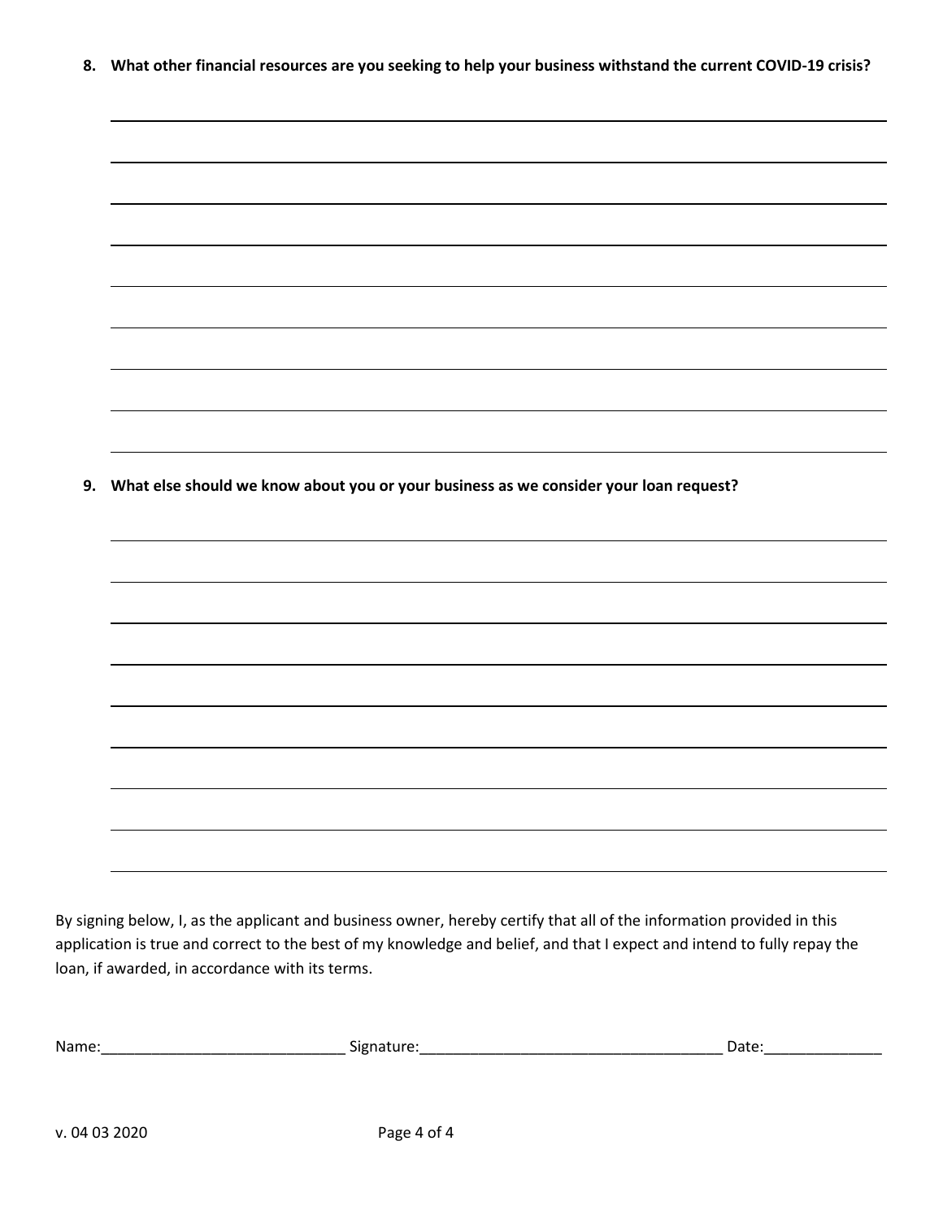**8. What other financial resources are you seeking to help your business withstand the current COVID-19 crisis?**

**9. What else should we know about you or your business as we consider your loan request?**

By signing below, I, as the applicant and business owner, hereby certify that all of the information provided in this application is true and correct to the best of my knowledge and belief, and that I expect and intend to fully repay the loan, if awarded, in accordance with its terms.

Name:_____________________________ Signature:____________________________________ Date:______________

v. 04 03 2020